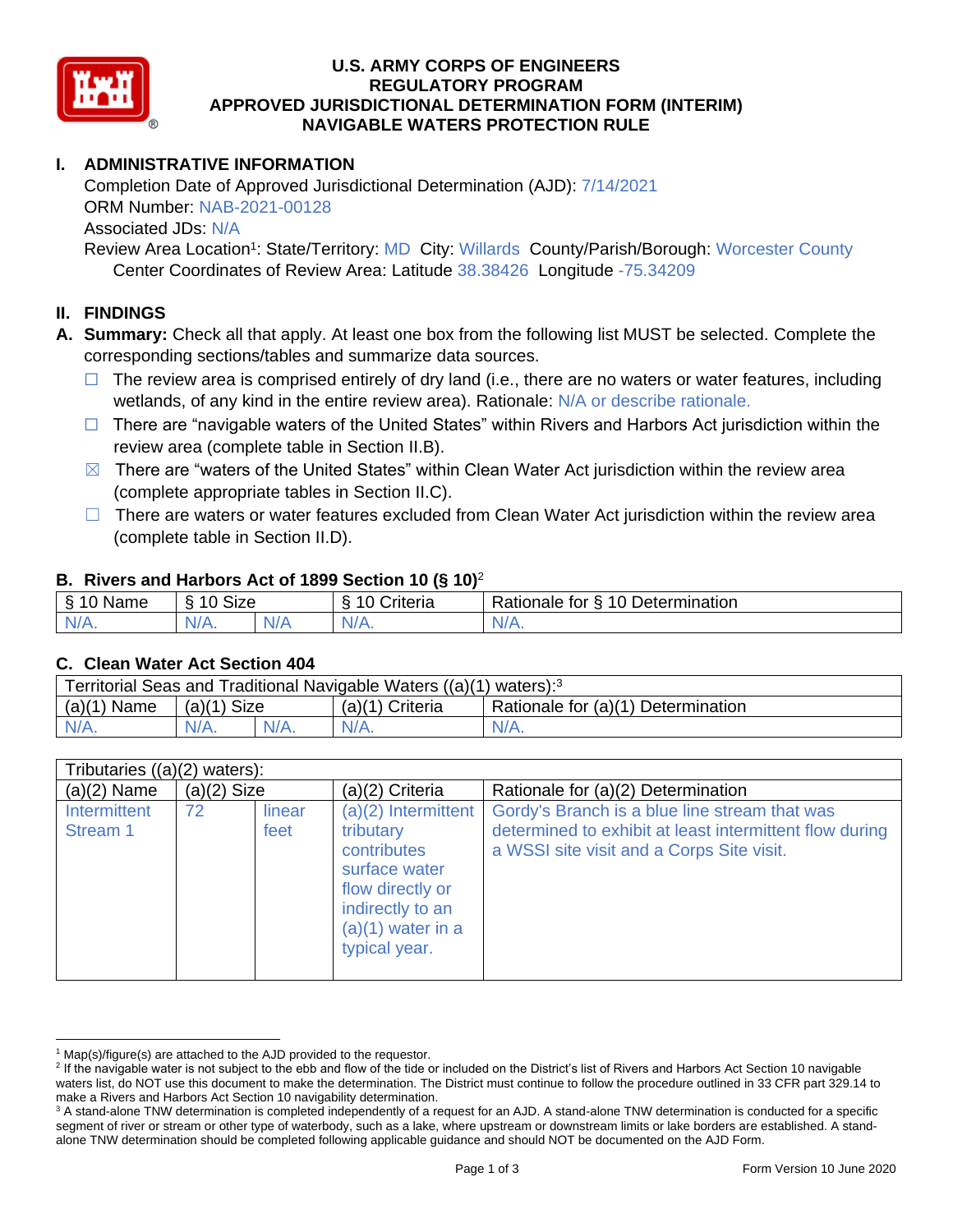# U.S. ARMY CORPS OF ENGINEERS
# REGULATORY PROGRAM
# APPROVED JURISDICTIONAL DETERMINATION FORM (INTERIM)
# NAVIGABLE WATERS PROTECTION RULE

## I. ADMINISTRATIVE INFORMATION

Completion Date of Approved Jurisdictional Determination (AJD): 7/14/2021
ORM Number: NAB-2021-00128
Associated JDs: N/A
Review Area Location[1]: State/Territory: MD City: Willards County/Parish/Borough: Worcester County
Center Coordinates of Review Area: Latitude 38.38426 Longitude -75.34209

## II. FINDINGS

**A. Summary:** Check all that apply. At least one box from the following list MUST be selected. Complete the corresponding sections/tables and summarize data sources.

- ☐ The review area is comprised entirely of dry land (i.e., there are no waters or water features, including wetlands, of any kind in the entire review area). Rationale: N/A or describe rationale.
- ☐ There are "navigable waters of the United States" within Rivers and Harbors Act jurisdiction within the review area (complete table in Section II.B).
- ☒ There are "waters of the United States" within Clean Water Act jurisdiction within the review area (complete appropriate tables in Section II.C).
- ☐ There are waters or water features excluded from Clean Water Act jurisdiction within the review area (complete table in Section II.D).

### B. Rivers and Harbors Act of 1899 Section 10 (§ 10)[2]

| § 10 Name | § 10 Size | | § 10 Criteria | Rationale for § 10 Determination |
|---|---|---|---|---|
| N/A. | N/A. | N/A | N/A. | N/A. |

### C. Clean Water Act Section 404

| Territorial Seas and Traditional Navigable Waters ((a)(1) waters):[3] | | | | |
|---|---|---|---|---|
| (a)(1) Name | (a)(1) Size | | (a)(1) Criteria | Rationale for (a)(1) Determination |
| N/A. | N/A. | N/A. | N/A. | N/A. |

| Tributaries ((a)(2) waters): | | | | |
|---|---|---|---|---|
| (a)(2) Name | (a)(2) Size | | (a)(2) Criteria | Rationale for (a)(2) Determination |
| Intermittent Stream 1 | 72 | linear feet | (a)(2) Intermittent tributary contributes surface water flow directly or indirectly to an (a)(1) water in a typical year. | Gordy's Branch is a blue line stream that was determined to exhibit at least intermittent flow during a WSSI site visit and a Corps Site visit. |

[1] Map(s)/figure(s) are attached to the AJD provided to the requestor.
[2] If the navigable water is not subject to the ebb and flow of the tide or included on the District's list of Rivers and Harbors Act Section 10 navigable waters list, do NOT use this document to make the determination. The District must continue to follow the procedure outlined in 33 CFR part 329.14 to make a Rivers and Harbors Act Section 10 navigability determination.
[3] A stand-alone TNW determination is completed independently of a request for an AJD. A stand-alone TNW determination is conducted for a specific segment of river or stream or other type of waterbody, such as a lake, where upstream or downstream limits or lake borders are established. A stand-alone TNW determination should be completed following applicable guidance and should NOT be documented on the AJD Form.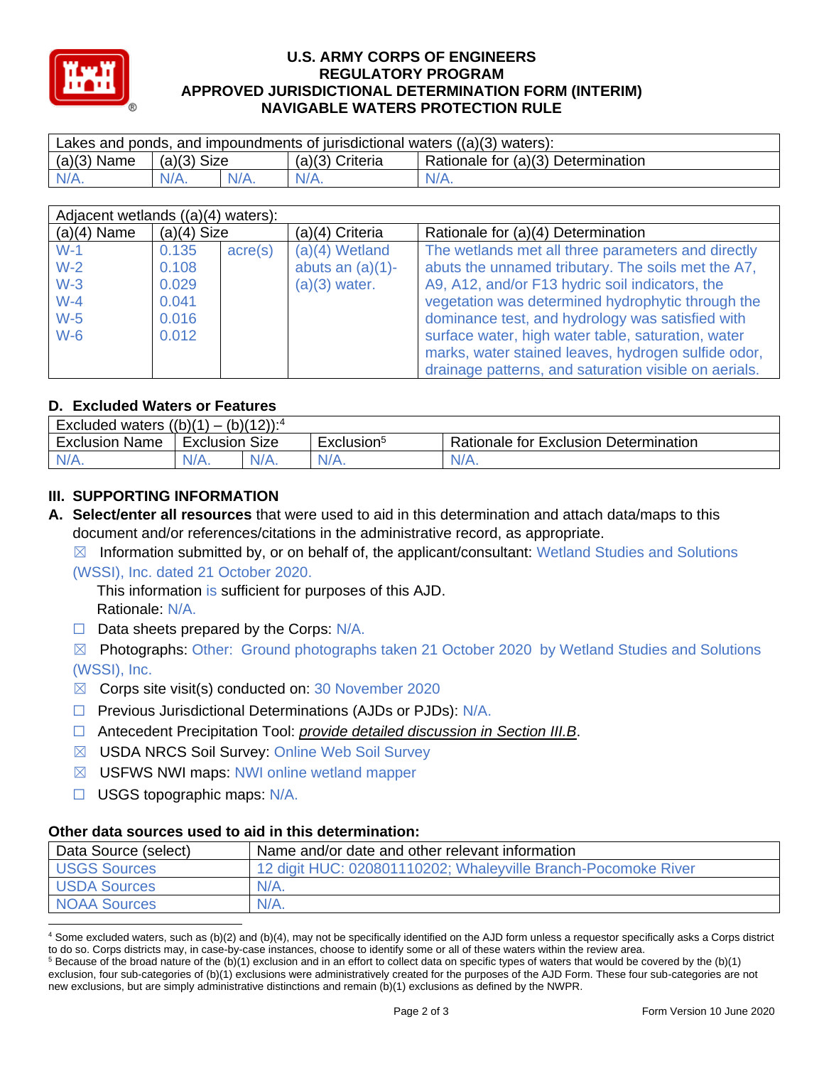# U.S. ARMY CORPS OF ENGINEERS
# REGULATORY PROGRAM
# APPROVED JURISDICTIONAL DETERMINATION FORM (INTERIM)
# NAVIGABLE WATERS PROTECTION RULE

| Lakes and ponds, and impoundments of jurisdictional waters ((a)(3) waters): | | | | |
|---|---|---|---|---|
| (a)(3) Name | (a)(3) Size | | (a)(3) Criteria | Rationale for (a)(3) Determination |
| N/A. | N/A. | N/A. | N/A. | N/A. |

| Adjacent wetlands ((a)(4) waters): | | | | |
|---|---|---|---|---|
| (a)(4) Name | (a)(4) Size | | (a)(4) Criteria | Rationale for (a)(4) Determination |
| W-1<br>W-2<br>W-3<br>W-4<br>W-5<br>W-6 | 0.135<br>0.108<br>0.029<br>0.041<br>0.016<br>0.012 | acre(s) | (a)(4) Wetland abuts an (a)(1)-(a)(3) water. | The wetlands met all three parameters and directly abuts the unnamed tributary. The soils met the A7, A9, A12, and/or F13 hydric soil indicators, the vegetation was determined hydrophytic through the dominance test, and hydrology was satisfied with surface water, high water table, saturation, water marks, water stained leaves, hydrogen sulfide odor, drainage patterns, and saturation visible on aerials. |

## D. Excluded Waters or Features

| Excluded waters ((b)(1) – (b)(12)):[4] | | | | |
|---|---|---|---|---|
| Exclusion Name | Exclusion Size | | Exclusion[5] | Rationale for Exclusion Determination |
| N/A. | N/A. | N/A. | N/A. | N/A. |

## III. SUPPORTING INFORMATION

**A. Select/enter all resources** that were used to aid in this determination and attach data/maps to this document and/or references/citations in the administrative record, as appropriate.

☒ Information submitted by, or on behalf of, the applicant/consultant: Wetland Studies and Solutions (WSSI), Inc. dated 21 October 2020.
This information is sufficient for purposes of this AJD.
Rationale: N/A.

☐ Data sheets prepared by the Corps: N/A.

☒ Photographs: Other: Ground photographs taken 21 October 2020 by Wetland Studies and Solutions (WSSI), Inc.

☒ Corps site visit(s) conducted on: 30 November 2020

☐ Previous Jurisdictional Determinations (AJDs or PJDs): N/A.

☐ Antecedent Precipitation Tool: *provide detailed discussion in Section III.B*.

☒ USDA NRCS Soil Survey: Online Web Soil Survey

☒ USFWS NWI maps: NWI online wetland mapper

☐ USGS topographic maps: N/A.

### Other data sources used to aid in this determination:

| Data Source (select) | Name and/or date and other relevant information |
|---|---|
| USGS Sources | 12 digit HUC: 020801110202; Whaleyville Branch-Pocomoke River |
| USDA Sources | N/A. |
| NOAA Sources | N/A. |

[4] Some excluded waters, such as (b)(2) and (b)(4), may not be specifically identified on the AJD form unless a requestor specifically asks a Corps district to do so. Corps districts may, in case-by-case instances, choose to identify some or all of these waters within the review area.
[5] Because of the broad nature of the (b)(1) exclusion and in an effort to collect data on specific types of waters that would be covered by the (b)(1) exclusion, four sub-categories of (b)(1) exclusions were administratively created for the purposes of the AJD Form. These four sub-categories are not new exclusions, but are simply administrative distinctions and remain (b)(1) exclusions as defined by the NWPR.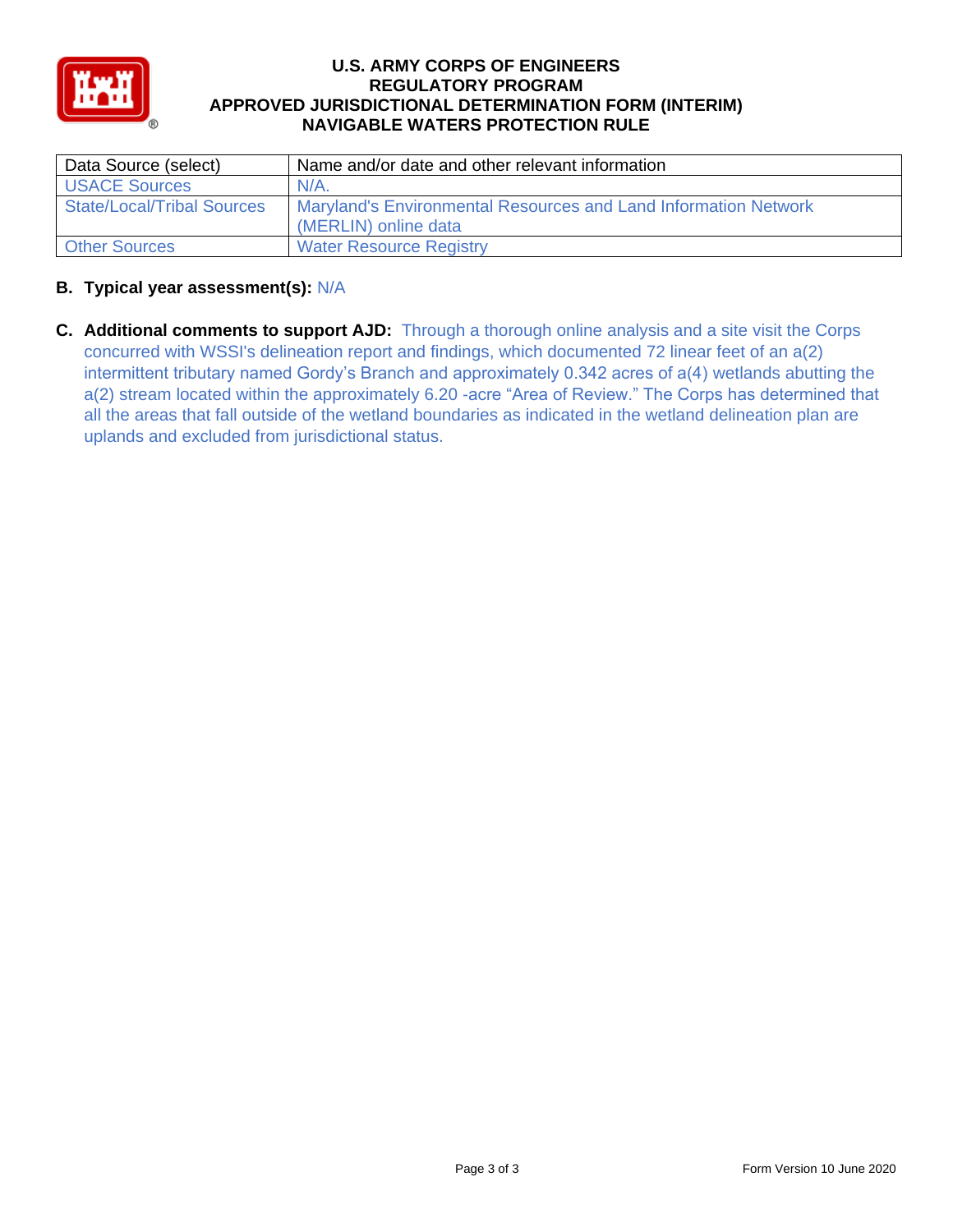# U.S. ARMY CORPS OF ENGINEERS
## REGULATORY PROGRAM
## APPROVED JURISDICTIONAL DETERMINATION FORM (INTERIM)
## NAVIGABLE WATERS PROTECTION RULE

| Data Source (select) | Name and/or date and other relevant information |
|---|---|
| USACE Sources | N/A. |
| State/Local/Tribal Sources | Maryland's Environmental Resources and Land Information Network (MERLIN) online data |
| Other Sources | Water Resource Registry |

**B. Typical year assessment(s):** N/A

**C. Additional comments to support AJD:** Through a thorough online analysis and a site visit the Corps concurred with WSSI's delineation report and findings, which documented 72 linear feet of an a(2) intermittent tributary named Gordy's Branch and approximately 0.342 acres of a(4) wetlands abutting the a(2) stream located within the approximately 6.20 -acre "Area of Review." The Corps has determined that all the areas that fall outside of the wetland boundaries as indicated in the wetland delineation plan are uplands and excluded from jurisdictional status.

Form Version 10 June 2020